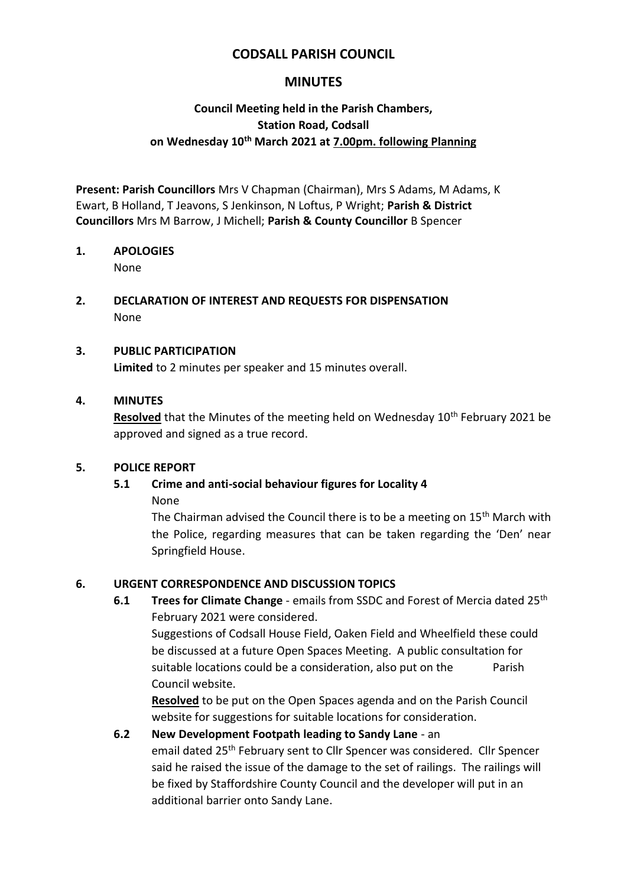# CODSALL PARISH COUNCIL

## MINUTES

### Council Meeting held in the Parish Chambers, Station Road, Codsall on Wednesday 10th March 2021 at 7.00pm. following Planning

**Present: Parish Councillors** Mrs V Chapman (Chairman), Mrs S Adams, M Adams, K Ewart, B Holland, T Jeavons, S Jenkinson, N Loftus, P Wright; **Parish & District Councillors** Mrs M Barrow, J Michell; **Parish & County Councillor** B Spencer

**1. APOLOGIES**

None

**2. DECLARATION OF INTEREST AND REQUESTS FOR DISPENSATION**

None

**3. PUBLIC PARTICIPATION**

**Limited** to 2 minutes per speaker and 15 minutes overall.

**4. MINUTES**

**Resolved** that the Minutes of the meeting held on Wednesday 10th February 2021 be approved and signed as a true record.

**5. POLICE REPORT**

**5.1 Crime and anti-social behaviour figures for Locality 4**

None

The Chairman advised the Council there is to be a meeting on 15th March with the Police, regarding measures that can be taken regarding the 'Den' near Springfield House.

**6. URGENT CORRESPONDENCE AND DISCUSSION TOPICS**

**6.1 Trees for Climate Change** - emails from SSDC and Forest of Mercia dated 25th February 2021 were considered.

Suggestions of Codsall House Field, Oaken Field and Wheelfield these could be discussed at a future Open Spaces Meeting. A public consultation for suitable locations could be a consideration, also put on the Parish Council website.

**Resolved** to be put on the Open Spaces agenda and on the Parish Council website for suggestions for suitable locations for consideration.

**6.2 New Development Footpath leading to Sandy Lane** - an email dated 25th February sent to Cllr Spencer was considered. Cllr Spencer said he raised the issue of the damage to the set of railings. The railings will be fixed by Staffordshire County Council and the developer will put in an additional barrier onto Sandy Lane.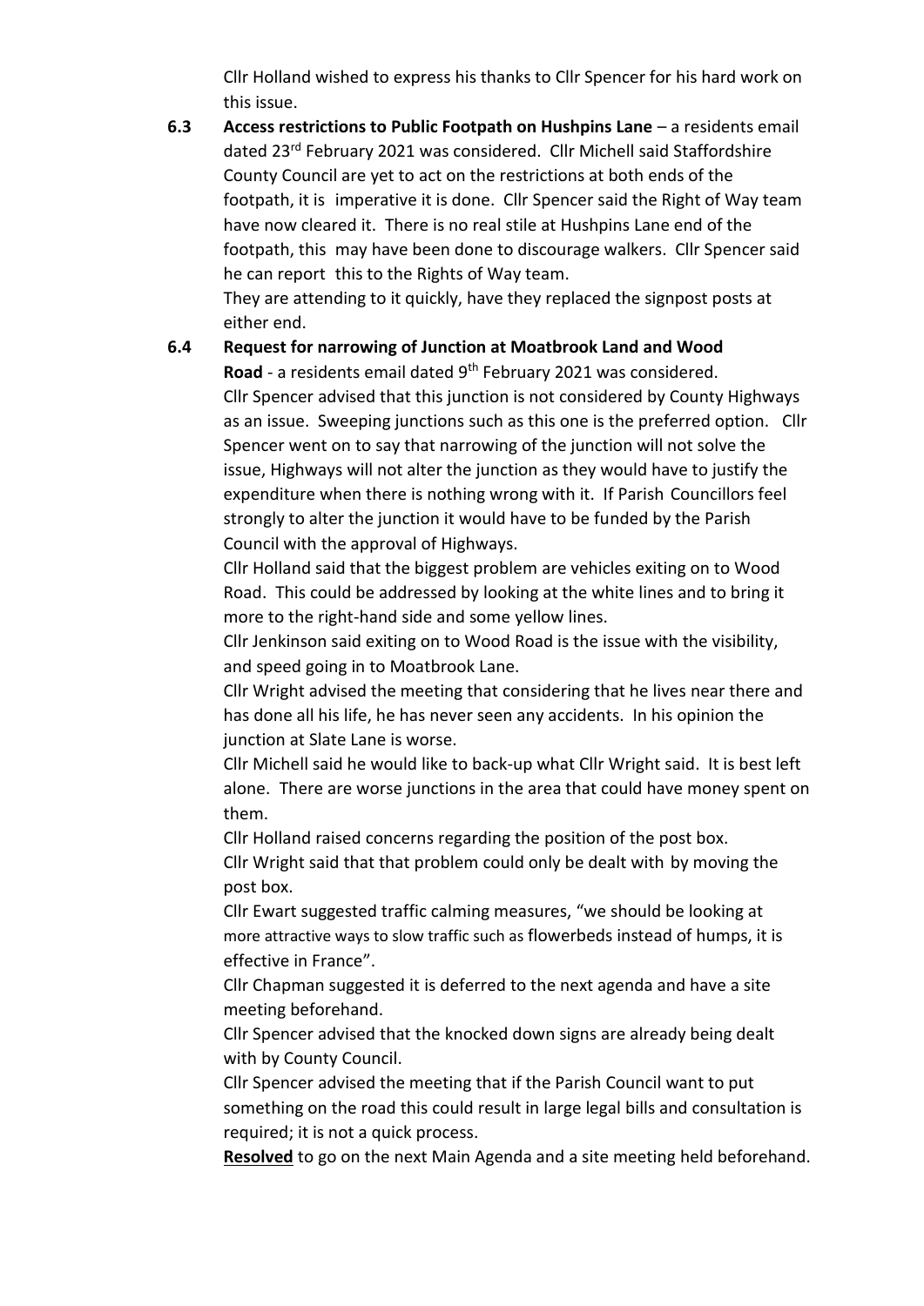Cllr Holland wished to express his thanks to Cllr Spencer for his hard work on this issue.

**6.3 Access restrictions to Public Footpath on Hushpins Lane** – a residents email dated 23rd February 2021 was considered. Cllr Michell said Staffordshire County Council are yet to act on the restrictions at both ends of the footpath, it is imperative it is done. Cllr Spencer said the Right of Way team have now cleared it. There is no real stile at Hushpins Lane end of the footpath, this may have been done to discourage walkers. Cllr Spencer said he can report this to the Rights of Way team.

They are attending to it quickly, have they replaced the signpost posts at either end.

**6.4 Request for narrowing of Junction at Moatbrook Land and Wood Road** - a residents email dated 9th February 2021 was considered.

Cllr Spencer advised that this junction is not considered by County Highways as an issue. Sweeping junctions such as this one is the preferred option. Cllr Spencer went on to say that narrowing of the junction will not solve the issue, Highways will not alter the junction as they would have to justify the expenditure when there is nothing wrong with it. If Parish Councillors feel strongly to alter the junction it would have to be funded by the Parish Council with the approval of Highways.

Cllr Holland said that the biggest problem are vehicles exiting on to Wood Road. This could be addressed by looking at the white lines and to bring it more to the right-hand side and some yellow lines.

Cllr Jenkinson said exiting on to Wood Road is the issue with the visibility, and speed going in to Moatbrook Lane.

Cllr Wright advised the meeting that considering that he lives near there and has done all his life, he has never seen any accidents. In his opinion the junction at Slate Lane is worse.

Cllr Michell said he would like to back-up what Cllr Wright said. It is best left alone. There are worse junctions in the area that could have money spent on them.

Cllr Holland raised concerns regarding the position of the post box.

Cllr Wright said that that problem could only be dealt with by moving the post box.

Cllr Ewart suggested traffic calming measures, "we should be looking at more attractive ways to slow traffic such as flowerbeds instead of humps, it is effective in France".

Cllr Chapman suggested it is deferred to the next agenda and have a site meeting beforehand.

Cllr Spencer advised that the knocked down signs are already being dealt with by County Council.

Cllr Spencer advised the meeting that if the Parish Council want to put something on the road this could result in large legal bills and consultation is required; it is not a quick process.

**Resolved** to go on the next Main Agenda and a site meeting held beforehand.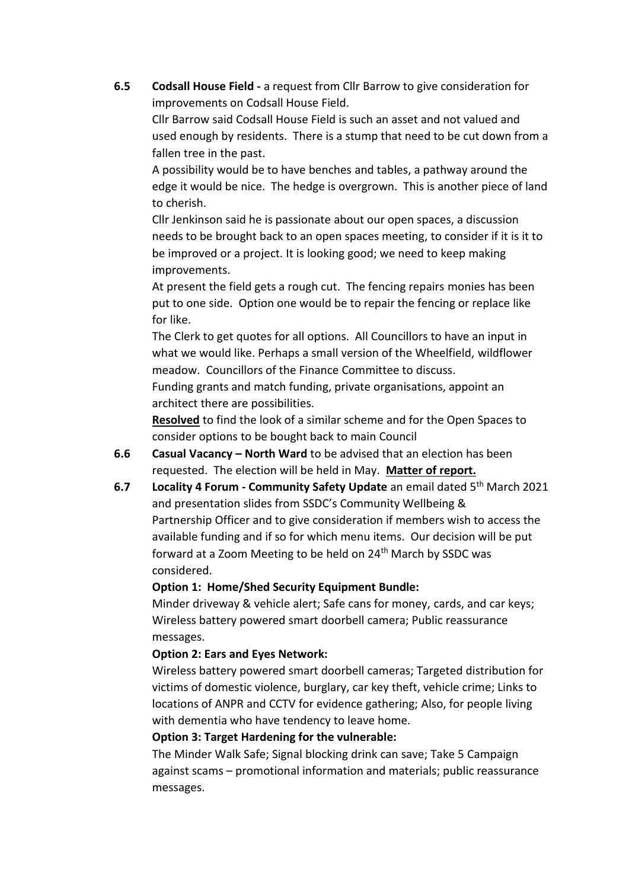**6.5 Codsall House Field -** a request from Cllr Barrow to give consideration for improvements on Codsall House Field.

Cllr Barrow said Codsall House Field is such an asset and not valued and used enough by residents. There is a stump that need to be cut down from a fallen tree in the past.

A possibility would be to have benches and tables, a pathway around the edge it would be nice. The hedge is overgrown. This is another piece of land to cherish.

Cllr Jenkinson said he is passionate about our open spaces, a discussion needs to be brought back to an open spaces meeting, to consider if it is it to be improved or a project. It is looking good; we need to keep making improvements.

At present the field gets a rough cut. The fencing repairs monies has been put to one side. Option one would be to repair the fencing or replace like for like.

The Clerk to get quotes for all options. All Councillors to have an input in what we would like. Perhaps a small version of the Wheelfield, wildflower meadow. Councillors of the Finance Committee to discuss.

Funding grants and match funding, private organisations, appoint an architect there are possibilities.

**<u>Resolved</u>** to find the look of a similar scheme and for the Open Spaces to consider options to be bought back to main Council

**6.6 Casual Vacancy – North Ward** to be advised that an election has been requested. The election will be held in May. **<u>Matter of report.</u>**

**6.7 Locality 4 Forum - Community Safety Update** an email dated 5th March 2021 and presentation slides from SSDC's Community Wellbeing & Partnership Officer and to give consideration if members wish to access the available funding and if so for which menu items. Our decision will be put forward at a Zoom Meeting to be held on 24th March by SSDC was considered.

**Option 1: Home/Shed Security Equipment Bundle:**

Minder driveway & vehicle alert; Safe cans for money, cards, and car keys; Wireless battery powered smart doorbell camera; Public reassurance messages.

**Option 2: Ears and Eyes Network:**

Wireless battery powered smart doorbell cameras; Targeted distribution for victims of domestic violence, burglary, car key theft, vehicle crime; Links to locations of ANPR and CCTV for evidence gathering; Also, for people living with dementia who have tendency to leave home.

**Option 3: Target Hardening for the vulnerable:**

The Minder Walk Safe; Signal blocking drink can save; Take 5 Campaign against scams – promotional information and materials; public reassurance messages.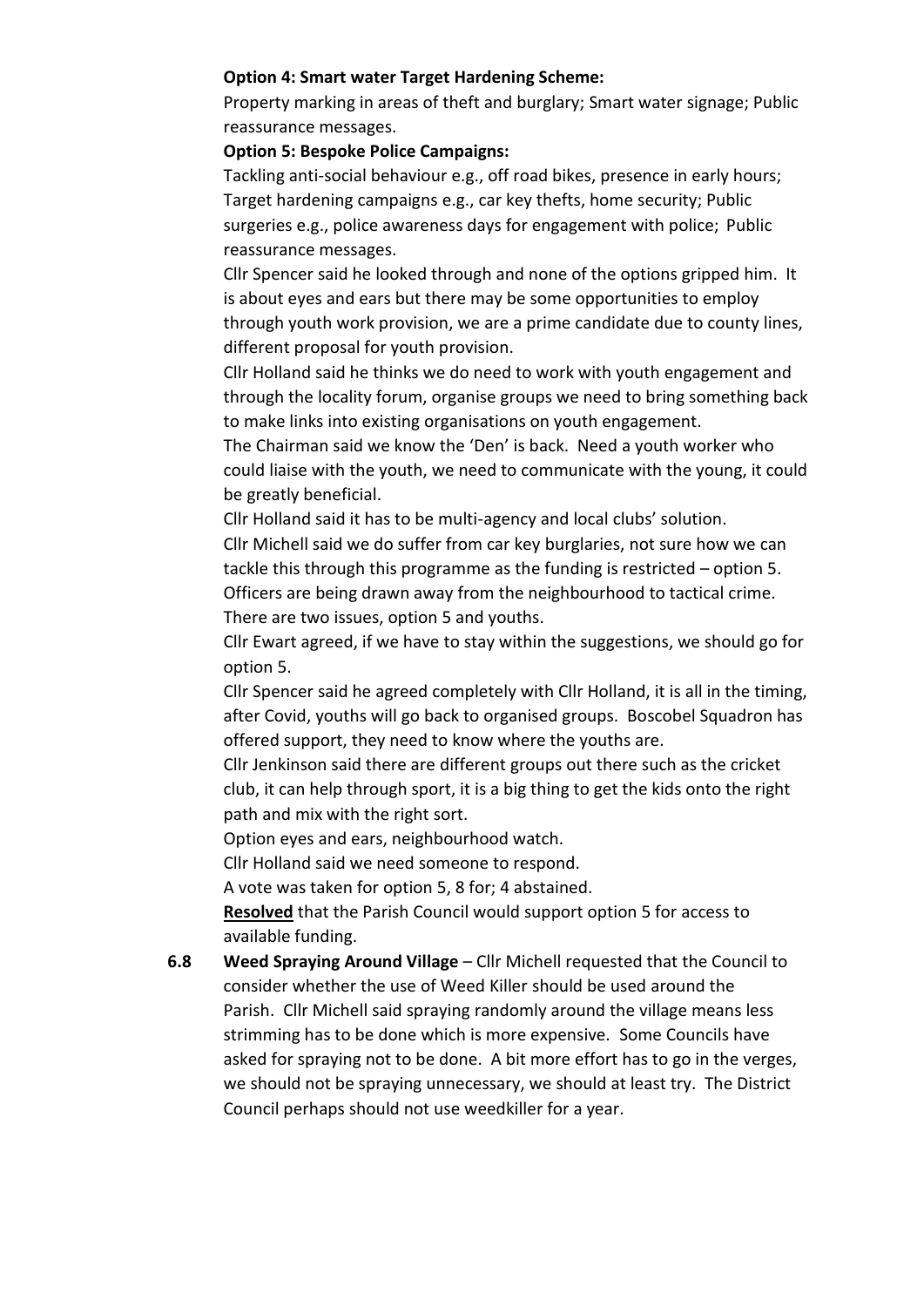**Option 4: Smart water Target Hardening Scheme:**

Property marking in areas of theft and burglary; Smart water signage; Public reassurance messages.

**Option 5: Bespoke Police Campaigns:**

Tackling anti-social behaviour e.g., off road bikes, presence in early hours; Target hardening campaigns e.g., car key thefts, home security; Public surgeries e.g., police awareness days for engagement with police; Public reassurance messages.

Cllr Spencer said he looked through and none of the options gripped him. It is about eyes and ears but there may be some opportunities to employ through youth work provision, we are a prime candidate due to county lines, different proposal for youth provision.

Cllr Holland said he thinks we do need to work with youth engagement and through the locality forum, organise groups we need to bring something back to make links into existing organisations on youth engagement.

The Chairman said we know the 'Den' is back. Need a youth worker who could liaise with the youth, we need to communicate with the young, it could be greatly beneficial.

Cllr Holland said it has to be multi-agency and local clubs' solution.

Cllr Michell said we do suffer from car key burglaries, not sure how we can tackle this through this programme as the funding is restricted – option 5. Officers are being drawn away from the neighbourhood to tactical crime. There are two issues, option 5 and youths.

Cllr Ewart agreed, if we have to stay within the suggestions, we should go for option 5.

Cllr Spencer said he agreed completely with Cllr Holland, it is all in the timing, after Covid, youths will go back to organised groups. Boscobel Squadron has offered support, they need to know where the youths are.

Cllr Jenkinson said there are different groups out there such as the cricket club, it can help through sport, it is a big thing to get the kids onto the right path and mix with the right sort.

Option eyes and ears, neighbourhood watch.

Cllr Holland said we need someone to respond.

A vote was taken for option 5, 8 for; 4 abstained.

**Resolved** that the Parish Council would support option 5 for access to available funding.

**6.8 Weed Spraying Around Village** – Cllr Michell requested that the Council to consider whether the use of Weed Killer should be used around the Parish. Cllr Michell said spraying randomly around the village means less strimming has to be done which is more expensive. Some Councils have asked for spraying not to be done. A bit more effort has to go in the verges, we should not be spraying unnecessary, we should at least try. The District Council perhaps should not use weedkiller for a year.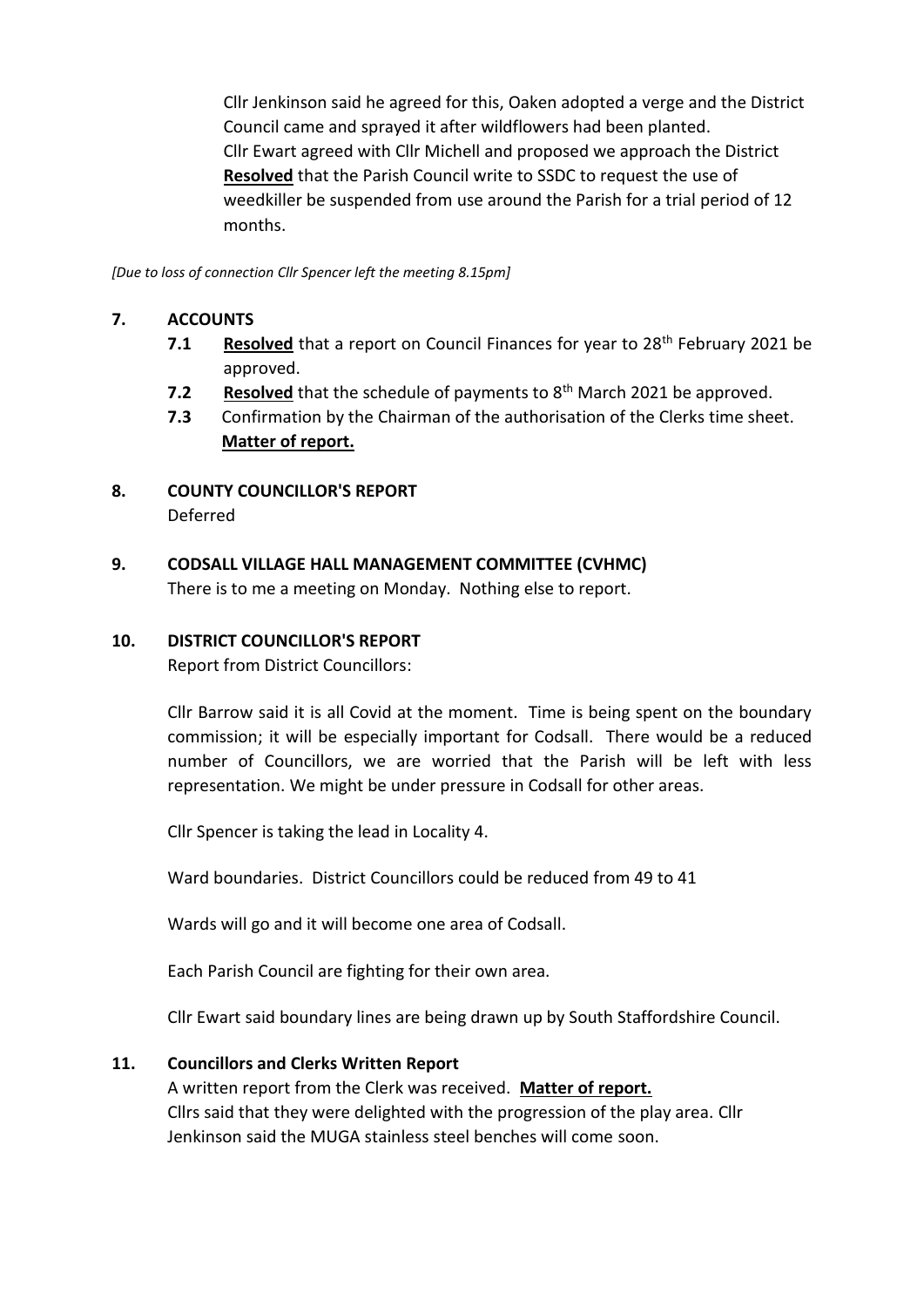Cllr Jenkinson said he agreed for this, Oaken adopted a verge and the District Council came and sprayed it after wildflowers had been planted.
Cllr Ewart agreed with Cllr Michell and proposed we approach the District
**Resolved** that the Parish Council write to SSDC to request the use of weedkiller be suspended from use around the Parish for a trial period of 12 months.

*[Due to loss of connection Cllr Spencer left the meeting 8.15pm]*

## 7. ACCOUNTS

**7.1** **Resolved** that a report on Council Finances for year to 28th February 2021 be approved.

**7.2** **Resolved** that the schedule of payments to 8th March 2021 be approved.

**7.3** Confirmation by the Chairman of the authorisation of the Clerks time sheet. **Matter of report.**

## 8. COUNTY COUNCILLOR'S REPORT

Deferred

## 9. CODSALL VILLAGE HALL MANAGEMENT COMMITTEE (CVHMC)

There is to me a meeting on Monday. Nothing else to report.

## 10. DISTRICT COUNCILLOR'S REPORT

Report from District Councillors:

Cllr Barrow said it is all Covid at the moment. Time is being spent on the boundary commission; it will be especially important for Codsall. There would be a reduced number of Councillors, we are worried that the Parish will be left with less representation. We might be under pressure in Codsall for other areas.

Cllr Spencer is taking the lead in Locality 4.

Ward boundaries. District Councillors could be reduced from 49 to 41

Wards will go and it will become one area of Codsall.

Each Parish Council are fighting for their own area.

Cllr Ewart said boundary lines are being drawn up by South Staffordshire Council.

## 11. Councillors and Clerks Written Report

A written report from the Clerk was received. **Matter of report.**
Cllrs said that they were delighted with the progression of the play area. Cllr Jenkinson said the MUGA stainless steel benches will come soon.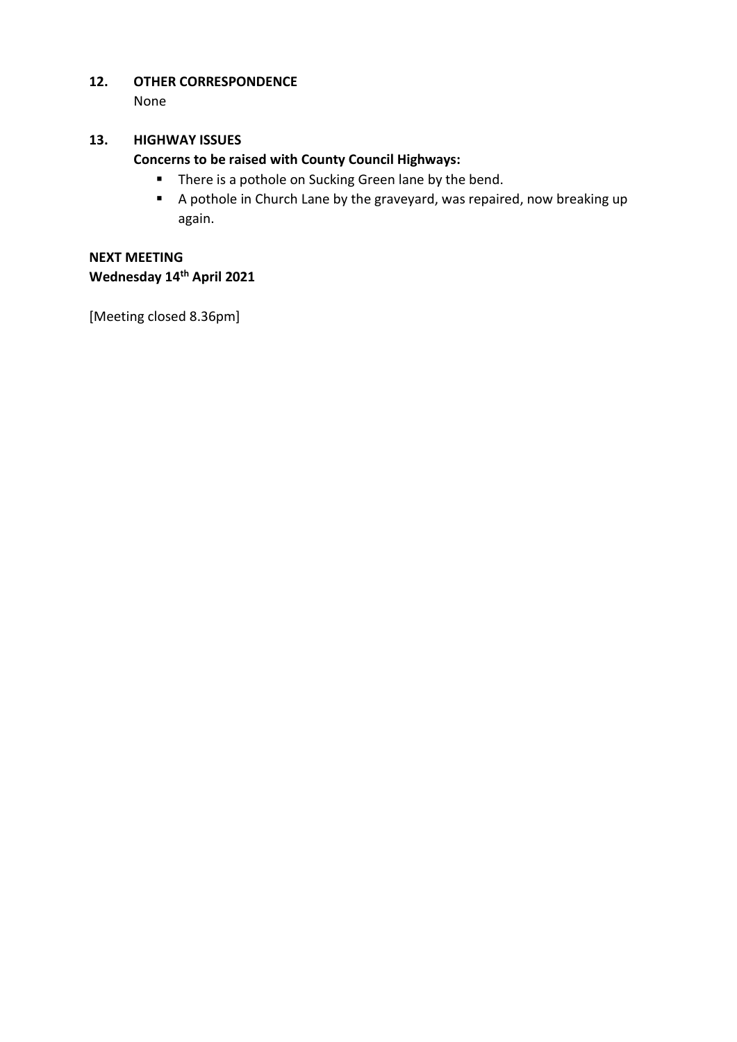## 12. OTHER CORRESPONDENCE

None

## 13. HIGHWAY ISSUES

**Concerns to be raised with County Council Highways:**

- There is a pothole on Sucking Green lane by the bend.
- A pothole in Church Lane by the graveyard, was repaired, now breaking up again.

**NEXT MEETING**
**Wednesday 14th April 2021**

[Meeting closed 8.36pm]